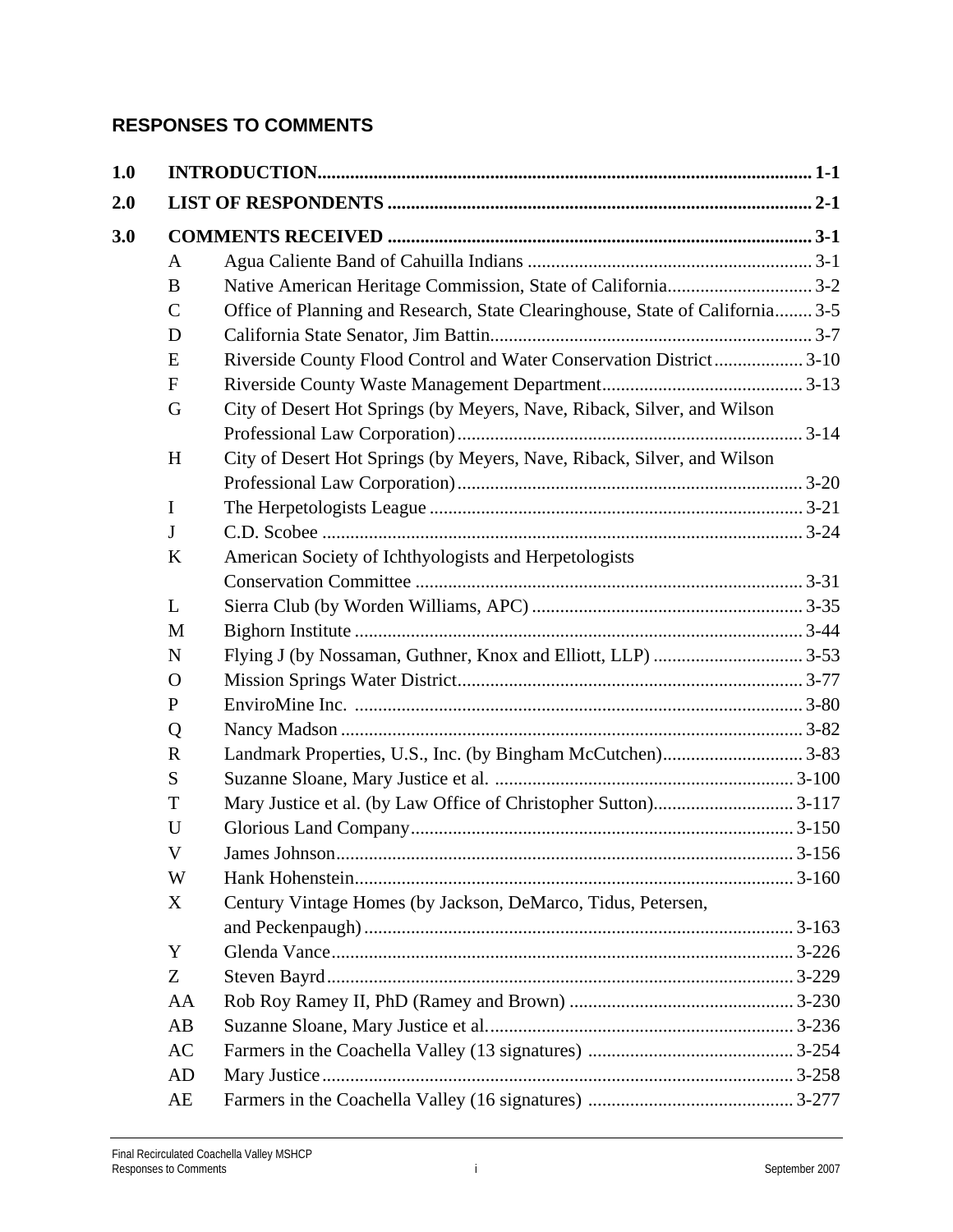## RESPONSES TO COMMENTS

| | | | |
|---|---|---|---|
| **1.0** | **INTRODUCTION** | | **1-1** |
| **2.0** | **LIST OF RESPONDENTS** | | **2-1** |
| **3.0** | **COMMENTS RECEIVED** | | **3-1** |
| | A | Agua Caliente Band of Cahuilla Indians | 3-1 |
| | B | Native American Heritage Commission, State of California | 3-2 |
| | C | Office of Planning and Research, State Clearinghouse, State of California | 3-5 |
| | D | California State Senator, Jim Battin | 3-7 |
| | E | Riverside County Flood Control and Water Conservation District | 3-10 |
| | F | Riverside County Waste Management Department | 3-13 |
| | G | City of Desert Hot Springs (by Meyers, Nave, Riback, Silver, and Wilson Professional Law Corporation) | 3-14 |
| | H | City of Desert Hot Springs (by Meyers, Nave, Riback, Silver, and Wilson Professional Law Corporation) | 3-20 |
| | I | The Herpetologists League | 3-21 |
| | J | C.D. Scobee | 3-24 |
| | K | American Society of Ichthyologists and Herpetologists Conservation Committee | 3-31 |
| | L | Sierra Club (by Worden Williams, APC) | 3-35 |
| | M | Bighorn Institute | 3-44 |
| | N | Flying J (by Nossaman, Guthner, Knox and Elliott, LLP) | 3-53 |
| | O | Mission Springs Water District | 3-77 |
| | P | EnviroMine Inc. | 3-80 |
| | Q | Nancy Madson | 3-82 |
| | R | Landmark Properties, U.S., Inc. (by Bingham McCutchen) | 3-83 |
| | S | Suzanne Sloane, Mary Justice et al. | 3-100 |
| | T | Mary Justice et al. (by Law Office of Christopher Sutton) | 3-117 |
| | U | Glorious Land Company | 3-150 |
| | V | James Johnson | 3-156 |
| | W | Hank Hohenstein | 3-160 |
| | X | Century Vintage Homes (by Jackson, DeMarco, Tidus, Petersen, and Peckenpaugh) | 3-163 |
| | Y | Glenda Vance | 3-226 |
| | Z | Steven Bayrd | 3-229 |
| | AA | Rob Roy Ramey II, PhD (Ramey and Brown) | 3-230 |
| | AB | Suzanne Sloane, Mary Justice et al. | 3-236 |
| | AC | Farmers in the Coachella Valley (13 signatures) | 3-254 |
| | AD | Mary Justice | 3-258 |
| | AE | Farmers in the Coachella Valley (16 signatures) | 3-277 |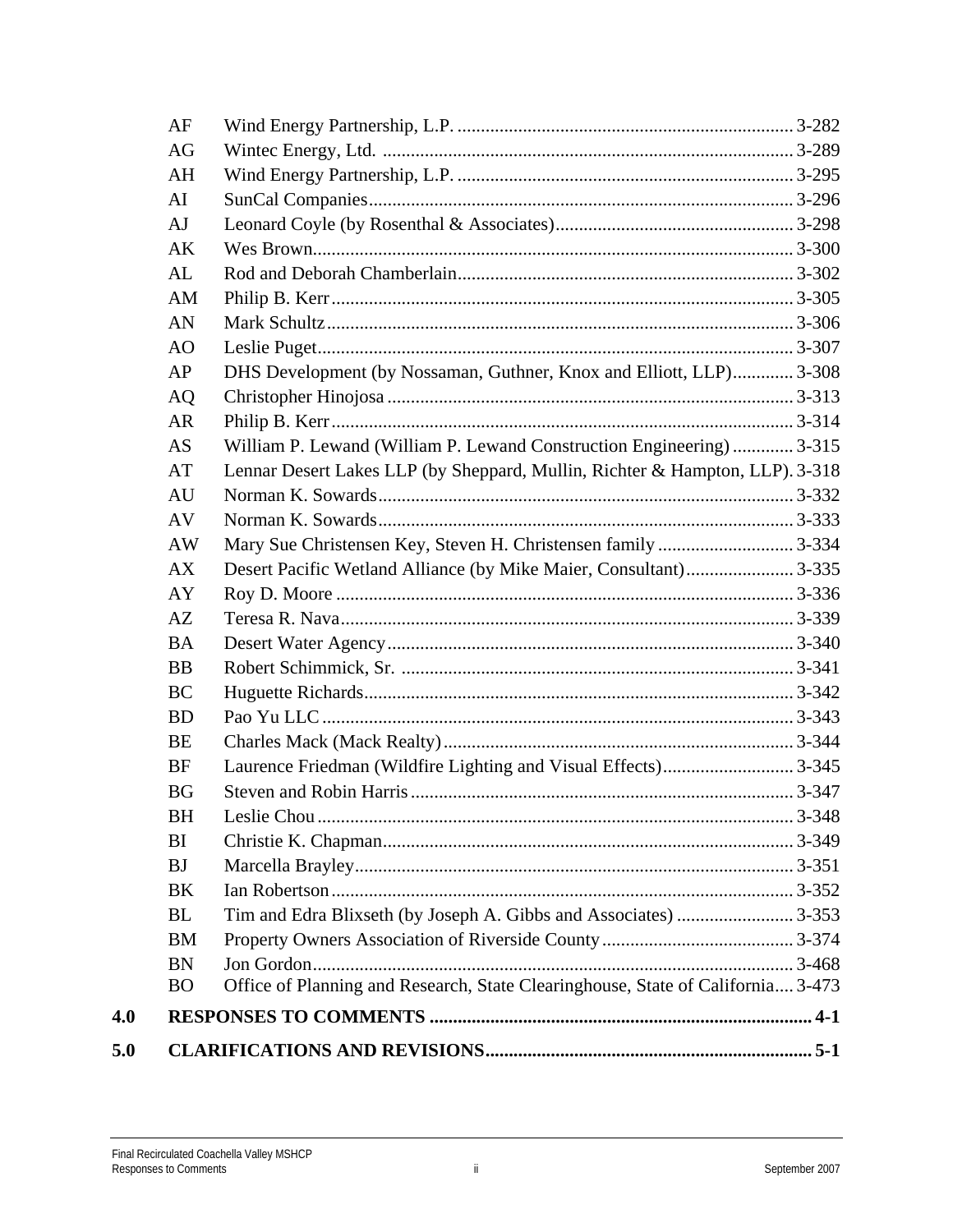| | | |
|---|---|---|
| AF | Wind Energy Partnership, L.P. | 3-282 |
| AG | Wintec Energy, Ltd. | 3-289 |
| AH | Wind Energy Partnership, L.P. | 3-295 |
| AI | SunCal Companies | 3-296 |
| AJ | Leonard Coyle (by Rosenthal & Associates) | 3-298 |
| AK | Wes Brown | 3-300 |
| AL | Rod and Deborah Chamberlain | 3-302 |
| AM | Philip B. Kerr | 3-305 |
| AN | Mark Schultz | 3-306 |
| AO | Leslie Puget | 3-307 |
| AP | DHS Development (by Nossaman, Guthner, Knox and Elliott, LLP) | 3-308 |
| AQ | Christopher Hinojosa | 3-313 |
| AR | Philip B. Kerr | 3-314 |
| AS | William P. Lewand (William P. Lewand Construction Engineering) | 3-315 |
| AT | Lennar Desert Lakes LLP (by Sheppard, Mullin, Richter & Hampton, LLP) | 3-318 |
| AU | Norman K. Sowards | 3-332 |
| AV | Norman K. Sowards | 3-333 |
| AW | Mary Sue Christensen Key, Steven H. Christensen family | 3-334 |
| AX | Desert Pacific Wetland Alliance (by Mike Maier, Consultant) | 3-335 |
| AY | Roy D. Moore | 3-336 |
| AZ | Teresa R. Nava | 3-339 |
| BA | Desert Water Agency | 3-340 |
| BB | Robert Schimmick, Sr. | 3-341 |
| BC | Huguette Richards | 3-342 |
| BD | Pao Yu LLC | 3-343 |
| BE | Charles Mack (Mack Realty) | 3-344 |
| BF | Laurence Friedman (Wildfire Lighting and Visual Effects) | 3-345 |
| BG | Steven and Robin Harris | 3-347 |
| BH | Leslie Chou | 3-348 |
| BI | Christie K. Chapman | 3-349 |
| BJ | Marcella Brayley | 3-351 |
| BK | Ian Robertson | 3-352 |
| BL | Tim and Edra Blixseth (by Joseph A. Gibbs and Associates) | 3-353 |
| BM | Property Owners Association of Riverside County | 3-374 |
| BN | Jon Gordon | 3-468 |
| BO | Office of Planning and Research, State Clearinghouse, State of California | 3-473 |

**4.0 RESPONSES TO COMMENTS ..... 4-1**

**5.0 CLARIFICATIONS AND REVISIONS ..... 5-1**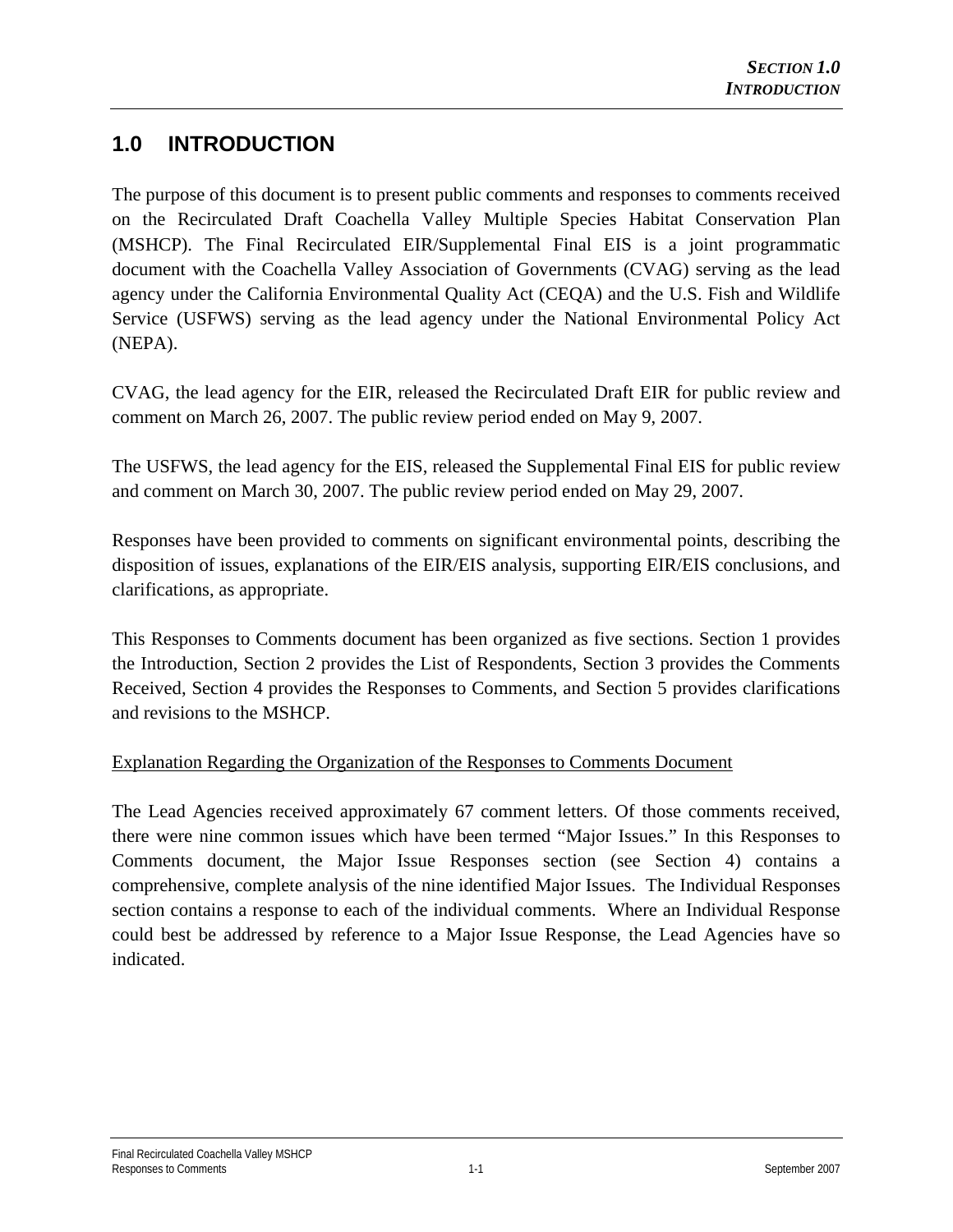# 1.0 INTRODUCTION

The purpose of this document is to present public comments and responses to comments received on the Recirculated Draft Coachella Valley Multiple Species Habitat Conservation Plan (MSHCP). The Final Recirculated EIR/Supplemental Final EIS is a joint programmatic document with the Coachella Valley Association of Governments (CVAG) serving as the lead agency under the California Environmental Quality Act (CEQA) and the U.S. Fish and Wildlife Service (USFWS) serving as the lead agency under the National Environmental Policy Act (NEPA).

CVAG, the lead agency for the EIR, released the Recirculated Draft EIR for public review and comment on March 26, 2007. The public review period ended on May 9, 2007.

The USFWS, the lead agency for the EIS, released the Supplemental Final EIS for public review and comment on March 30, 2007. The public review period ended on May 29, 2007.

Responses have been provided to comments on significant environmental points, describing the disposition of issues, explanations of the EIR/EIS analysis, supporting EIR/EIS conclusions, and clarifications, as appropriate.

This Responses to Comments document has been organized as five sections. Section 1 provides the Introduction, Section 2 provides the List of Respondents, Section 3 provides the Comments Received, Section 4 provides the Responses to Comments, and Section 5 provides clarifications and revisions to the MSHCP.

<u>Explanation Regarding the Organization of the Responses to Comments Document</u>

The Lead Agencies received approximately 67 comment letters. Of those comments received, there were nine common issues which have been termed "Major Issues." In this Responses to Comments document, the Major Issue Responses section (see Section 4) contains a comprehensive, complete analysis of the nine identified Major Issues. The Individual Responses section contains a response to each of the individual comments. Where an Individual Response could best be addressed by reference to a Major Issue Response, the Lead Agencies have so indicated.